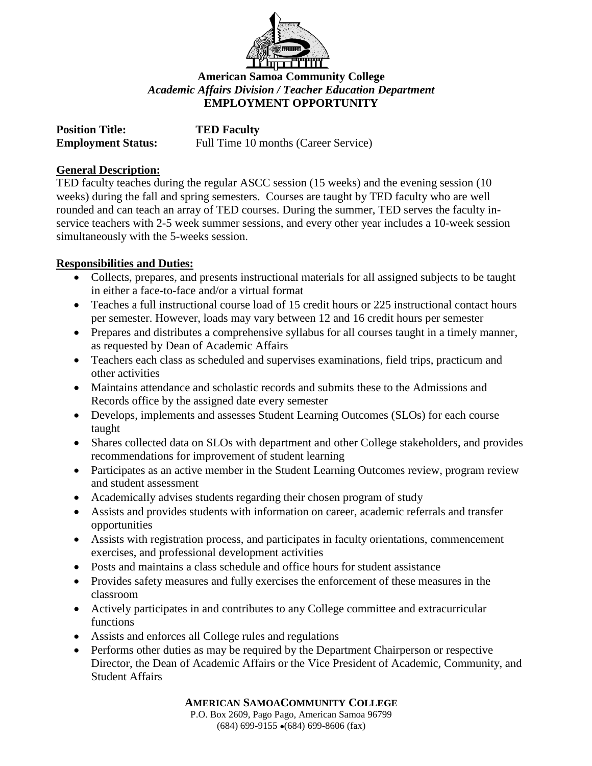**American Samoa Community College**
*Academic Affairs Division / Teacher Education Department*
**EMPLOYMENT OPPORTUNITY**

**Position Title:** **TED Faculty**
**Employment Status:** Full Time 10 months (Career Service)

**General Description:**

TED faculty teaches during the regular ASCC session (15 weeks) and the evening session (10 weeks) during the fall and spring semesters. Courses are taught by TED faculty who are well rounded and can teach an array of TED courses. During the summer, TED serves the faculty in-service teachers with 2-5 week summer sessions, and every other year includes a 10-week session simultaneously with the 5-weeks session.

**Responsibilities and Duties:**

- Collects, prepares, and presents instructional materials for all assigned subjects to be taught in either a face-to-face and/or a virtual format
- Teaches a full instructional course load of 15 credit hours or 225 instructional contact hours per semester. However, loads may vary between 12 and 16 credit hours per semester
- Prepares and distributes a comprehensive syllabus for all courses taught in a timely manner, as requested by Dean of Academic Affairs
- Teachers each class as scheduled and supervises examinations, field trips, practicum and other activities
- Maintains attendance and scholastic records and submits these to the Admissions and Records office by the assigned date every semester
- Develops, implements and assesses Student Learning Outcomes (SLOs) for each course taught
- Shares collected data on SLOs with department and other College stakeholders, and provides recommendations for improvement of student learning
- Participates as an active member in the Student Learning Outcomes review, program review and student assessment
- Academically advises students regarding their chosen program of study
- Assists and provides students with information on career, academic referrals and transfer opportunities
- Assists with registration process, and participates in faculty orientations, commencement exercises, and professional development activities
- Posts and maintains a class schedule and office hours for student assistance
- Provides safety measures and fully exercises the enforcement of these measures in the classroom
- Actively participates in and contributes to any College committee and extracurricular functions
- Assists and enforces all College rules and regulations
- Performs other duties as may be required by the Department Chairperson or respective Director, the Dean of Academic Affairs or the Vice President of Academic, Community, and Student Affairs

**AMERICAN SAMOACOMMUNITY COLLEGE**
P.O. Box 2609, Pago Pago, American Samoa 96799
(684) 699-9155 •(684) 699-8606 (fax)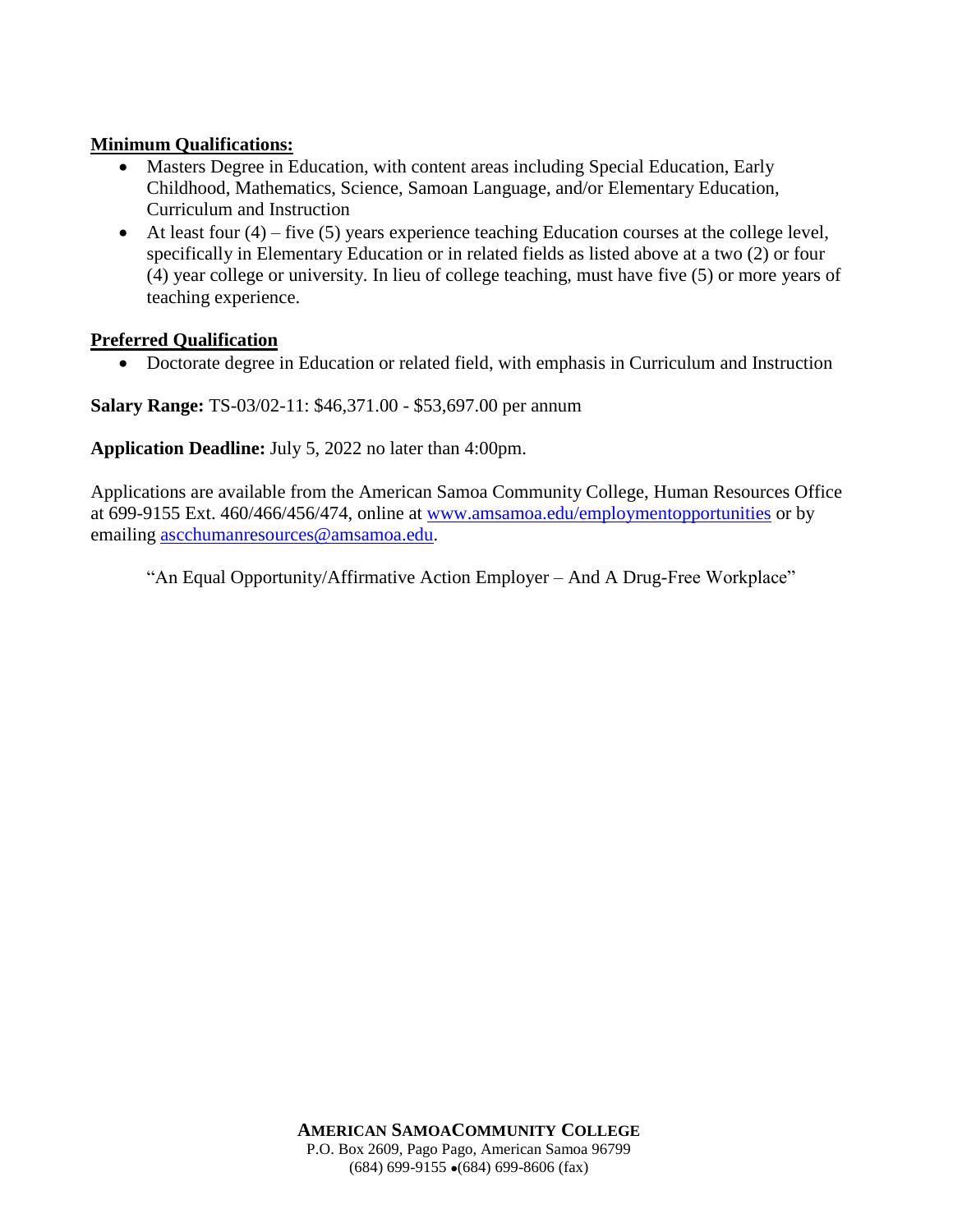**Minimum Qualifications:**

- Masters Degree in Education, with content areas including Special Education, Early Childhood, Mathematics, Science, Samoan Language, and/or Elementary Education, Curriculum and Instruction
- At least four (4) – five (5) years experience teaching Education courses at the college level, specifically in Elementary Education or in related fields as listed above at a two (2) or four (4) year college or university. In lieu of college teaching, must have five (5) or more years of teaching experience.

**Preferred Qualification**

- Doctorate degree in Education or related field, with emphasis in Curriculum and Instruction

**Salary Range:** TS-03/02-11: $46,371.00 - $53,697.00 per annum

**Application Deadline:** July 5, 2022 no later than 4:00pm.

Applications are available from the American Samoa Community College, Human Resources Office at 699-9155 Ext. 460/466/456/474, online at www.amsamoa.edu/employmentopportunities or by emailing ascchumanresources@amsamoa.edu.

"An Equal Opportunity/Affirmative Action Employer – And A Drug-Free Workplace"

**AMERICAN SAMOA COMMUNITY COLLEGE**
P.O. Box 2609, Pago Pago, American Samoa 96799
(684) 699-9155 • (684) 699-8606 (fax)